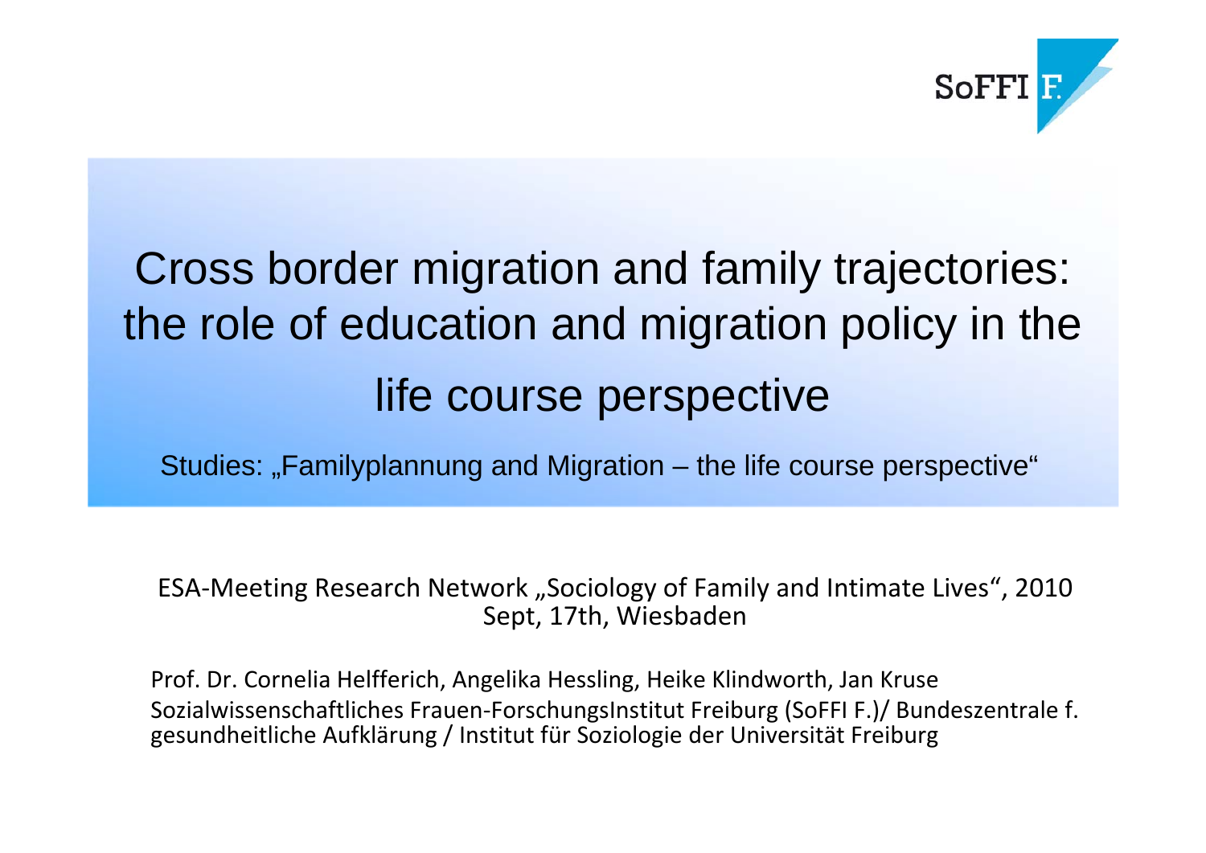SoFFI F.

# Cross border migration and family trajectories: the role of education and migration policy in the life course perspective

Studies: „Familyplannung and Migration – the life course perspective“

ESA-Meeting Research Network „Sociology of Family and Intimate Lives“, 2010 Sept, 17th, Wiesbaden

Prof. Dr. Cornelia Helfferich, Angelika Hessling, Heike Klindworth, Jan Kruse
Sozialwissenschaftliches Frauen-ForschungsInstitut Freiburg (SoFFI F.)/ Bundeszentrale f. gesundheitliche Aufklärung / Institut für Soziologie der Universität Freiburg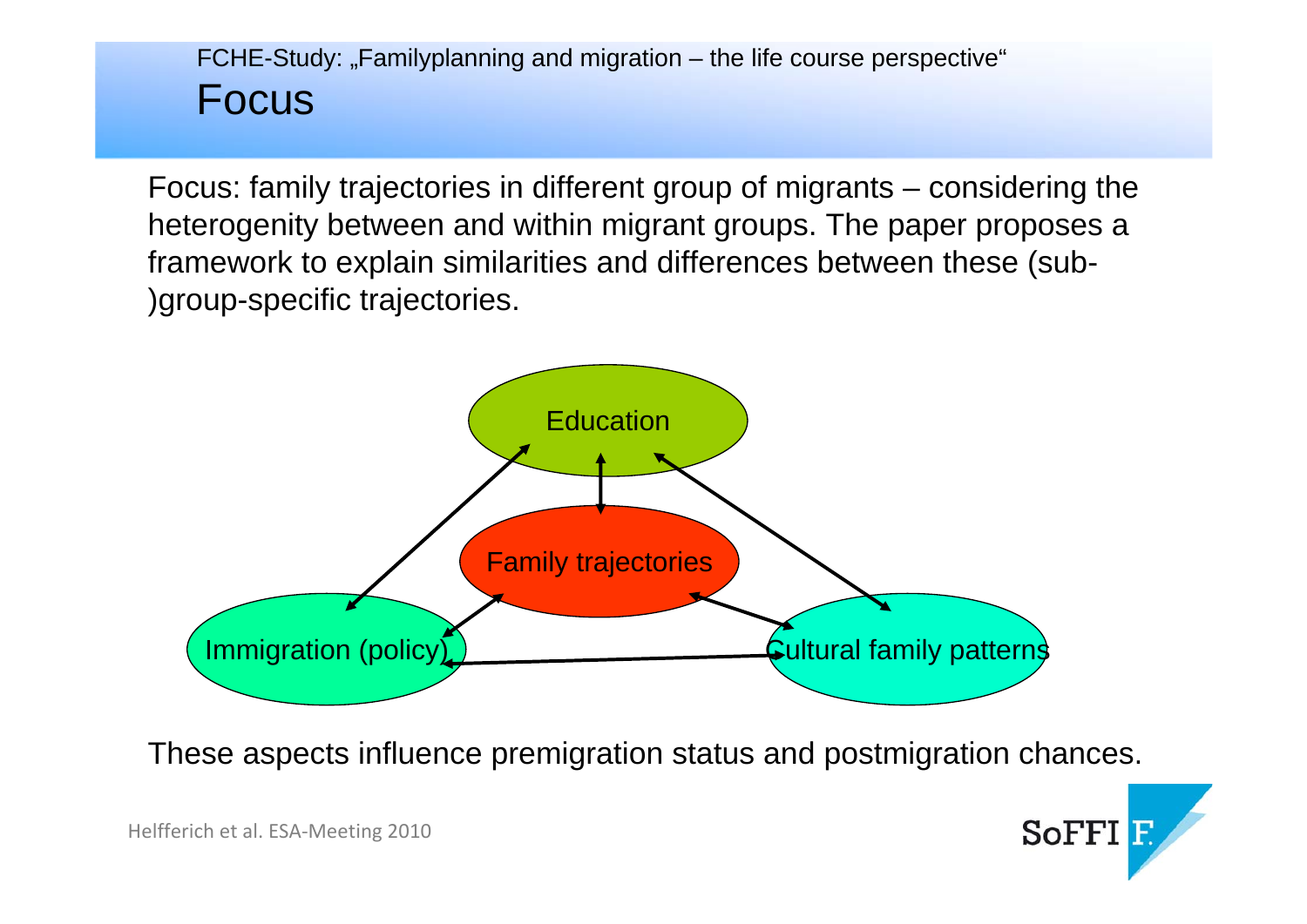FCHE-Study: „Familyplanning and migration – the life course perspective“

# Focus

Focus: family trajectories in different group of migrants – considering the heterogenity between and within migrant groups. The paper proposes a framework to explain similarities and differences between these (sub-)group-specific trajectories.

Education

Family trajectories

Immigration (policy)

Cultural family patterns

These aspects influence premigration status and postmigration chances.

Helfferich et al. ESA-Meeting 2010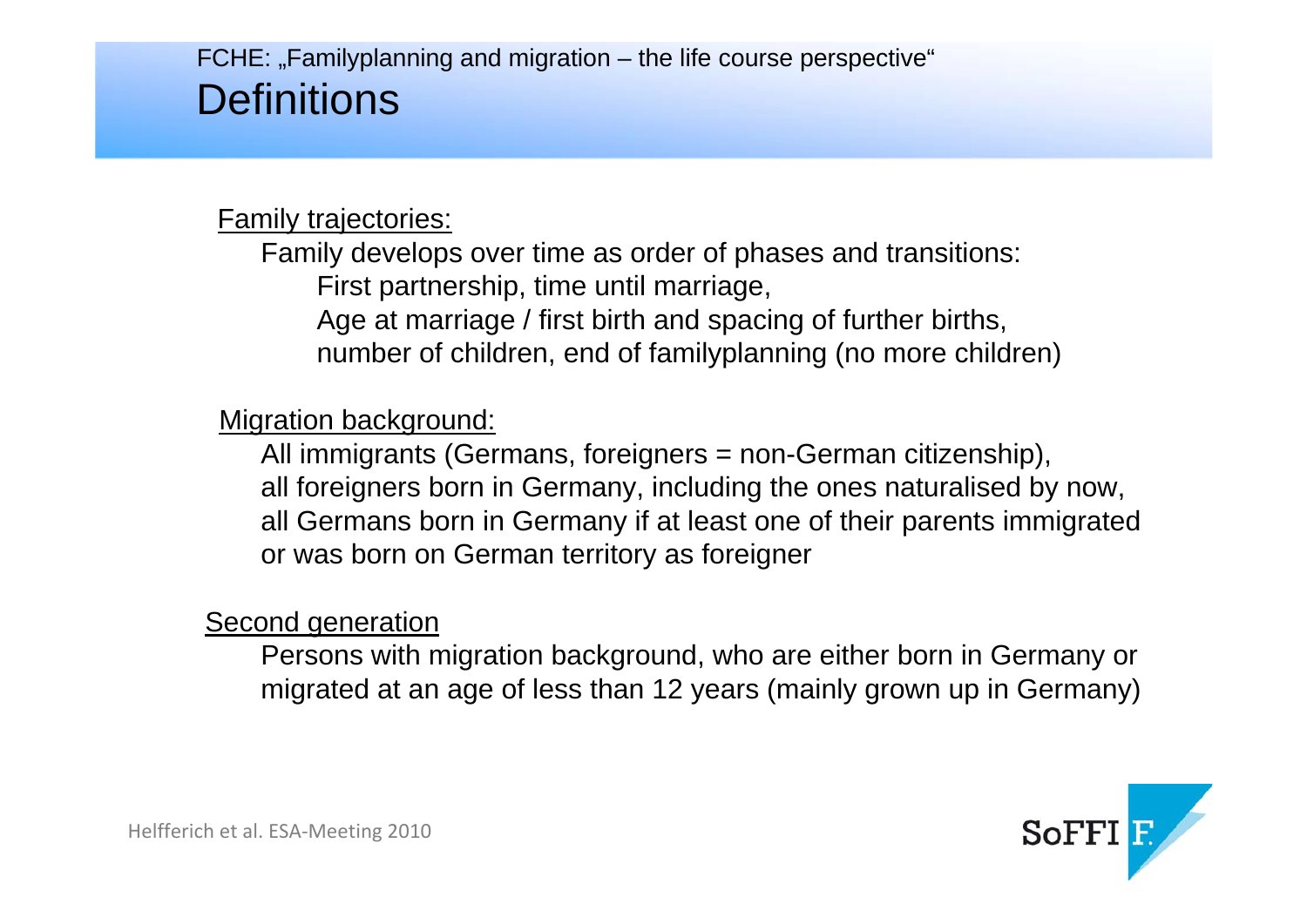FCHE: „Familyplanning and migration – the life course perspective“

# Definitions

Family trajectories:

Family develops over time as order of phases and transitions:

- First partnership, time until marriage,
- Age at marriage / first birth and spacing of further births,
- number of children, end of familyplanning (no more children)

Migration background:

All immigrants (Germans, foreigners = non-German citizenship),
all foreigners born in Germany, including the ones naturalised by now,
all Germans born in Germany if at least one of their parents immigrated or was born on German territory as foreigner

Second generation

Persons with migration background, who are either born in Germany or migrated at an age of less than 12 years (mainly grown up in Germany)

Helfferich et al. ESA-Meeting 2010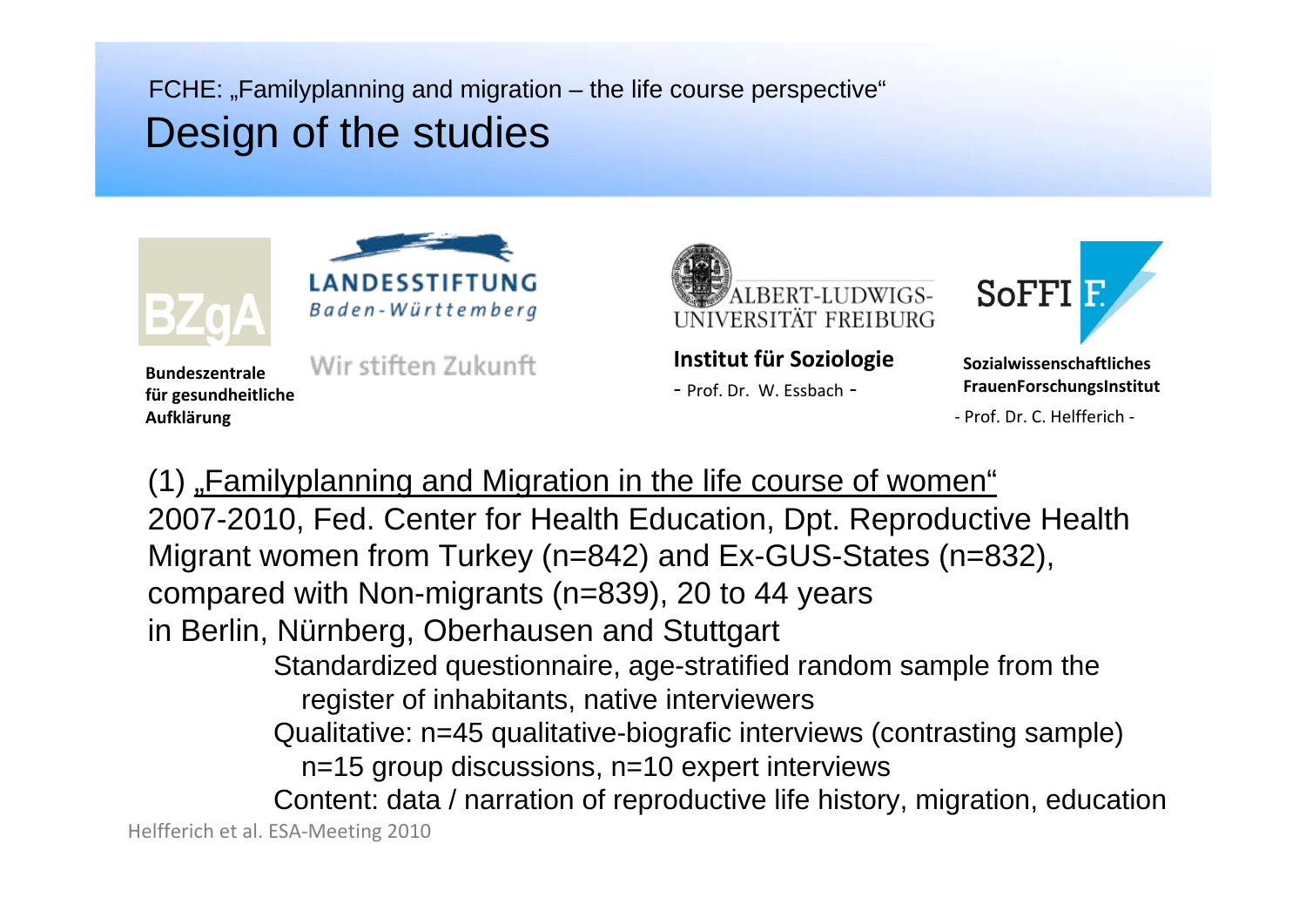FCHE: „Familyplanning and migration – the life course perspective"

# Design of the studies

**Bundeszentrale für gesundheitliche Aufklärung**

LANDESSTIFTUNG Baden-Württemberg

Wir stiften Zukunft

ALBERT-LUDWIGS-UNIVERSITÄT FREIBURG

**Institut für Soziologie**

- Prof. Dr. W. Essbach -

SoFFI F.

**Sozialwissenschaftliches FrauenForschungsInstitut**

- Prof. Dr. C. Helfferich -

(1) „Familyplanning and Migration in the life course of women"
2007-2010, Fed. Center for Health Education, Dpt. Reproductive Health
Migrant women from Turkey (n=842) and Ex-GUS-States (n=832), compared with Non-migrants (n=839), 20 to 44 years
in Berlin, Nürnberg, Oberhausen and Stuttgart

- Standardized questionnaire, age-stratified random sample from the register of inhabitants, native interviewers
- Qualitative: n=45 qualitative-biografic interviews (contrasting sample) n=15 group discussions, n=10 expert interviews
- Content: data / narration of reproductive life history, migration, education

Helfferich et al. ESA-Meeting 2010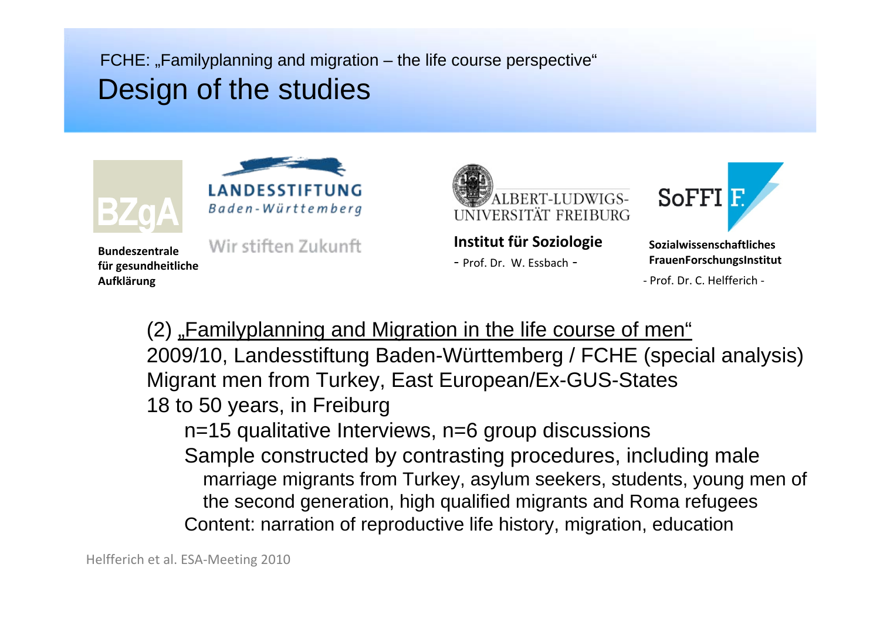FCHE: „Familyplanning and migration – the life course perspective"

# Design of the studies

BZgA

**Bundeszentrale für gesundheitliche Aufklärung**

LANDESSTIFTUNG Baden-Württemberg

Wir stiften Zukunft

ALBERT-LUDWIGS-UNIVERSITÄT FREIBURG

**Institut für Soziologie**

- Prof. Dr. W. Essbach -

SoFFI F.

**Sozialwissenschaftliches FrauenForschungsInstitut**

- Prof. Dr. C. Helfferich -

(2) „Familyplanning and Migration in the life course of men"
2009/10, Landesstiftung Baden-Württemberg / FCHE (special analysis)
Migrant men from Turkey, East European/Ex-GUS-States
18 to 50 years, in Freiburg

- n=15 qualitative Interviews, n=6 group discussions
- Sample constructed by contrasting procedures, including male marriage migrants from Turkey, asylum seekers, students, young men of the second generation, high qualified migrants and Roma refugees
- Content: narration of reproductive life history, migration, education

Helfferich et al. ESA-Meeting 2010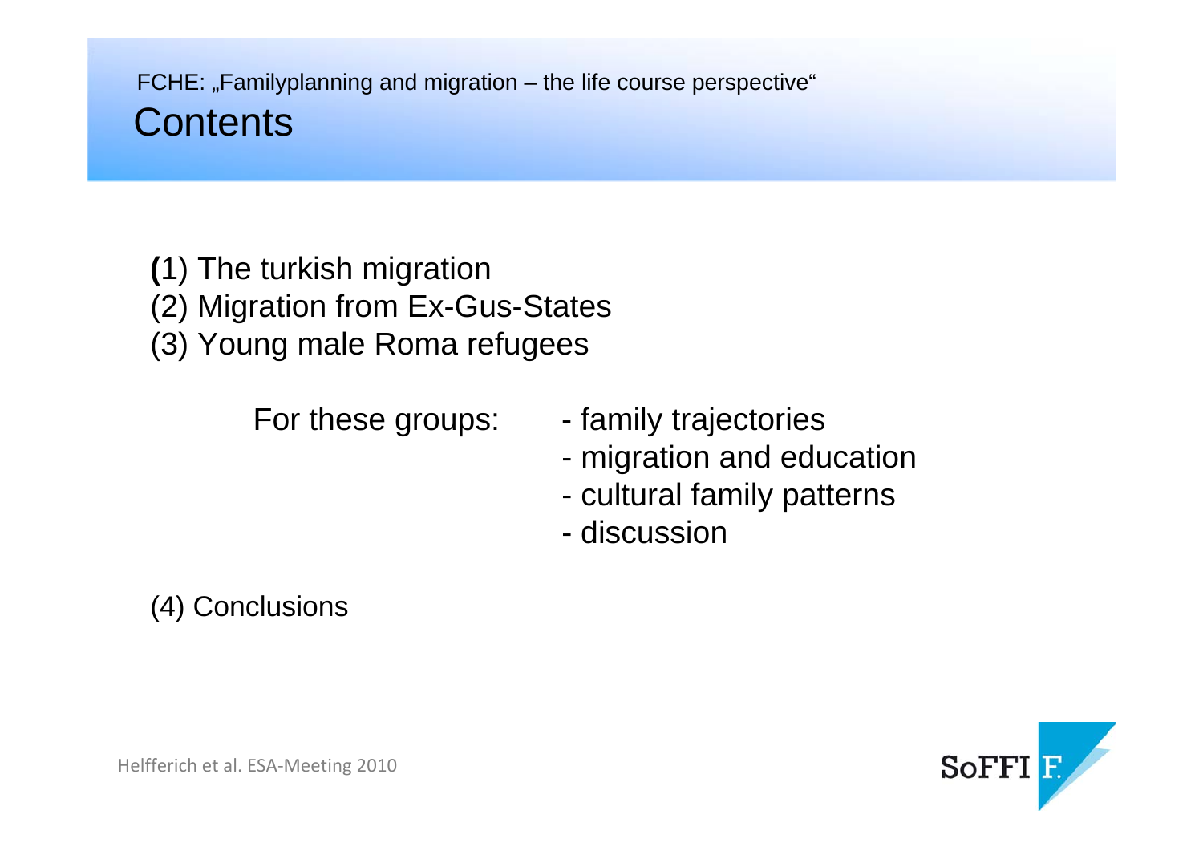FCHE: „Familyplanning and migration – the life course perspective“

# Contents

**(**1) The turkish migration
(2) Migration from Ex-Gus-States
(3) Young male Roma refugees

For these groups:
- family trajectories
- migration and education
- cultural family patterns
- discussion

(4) Conclusions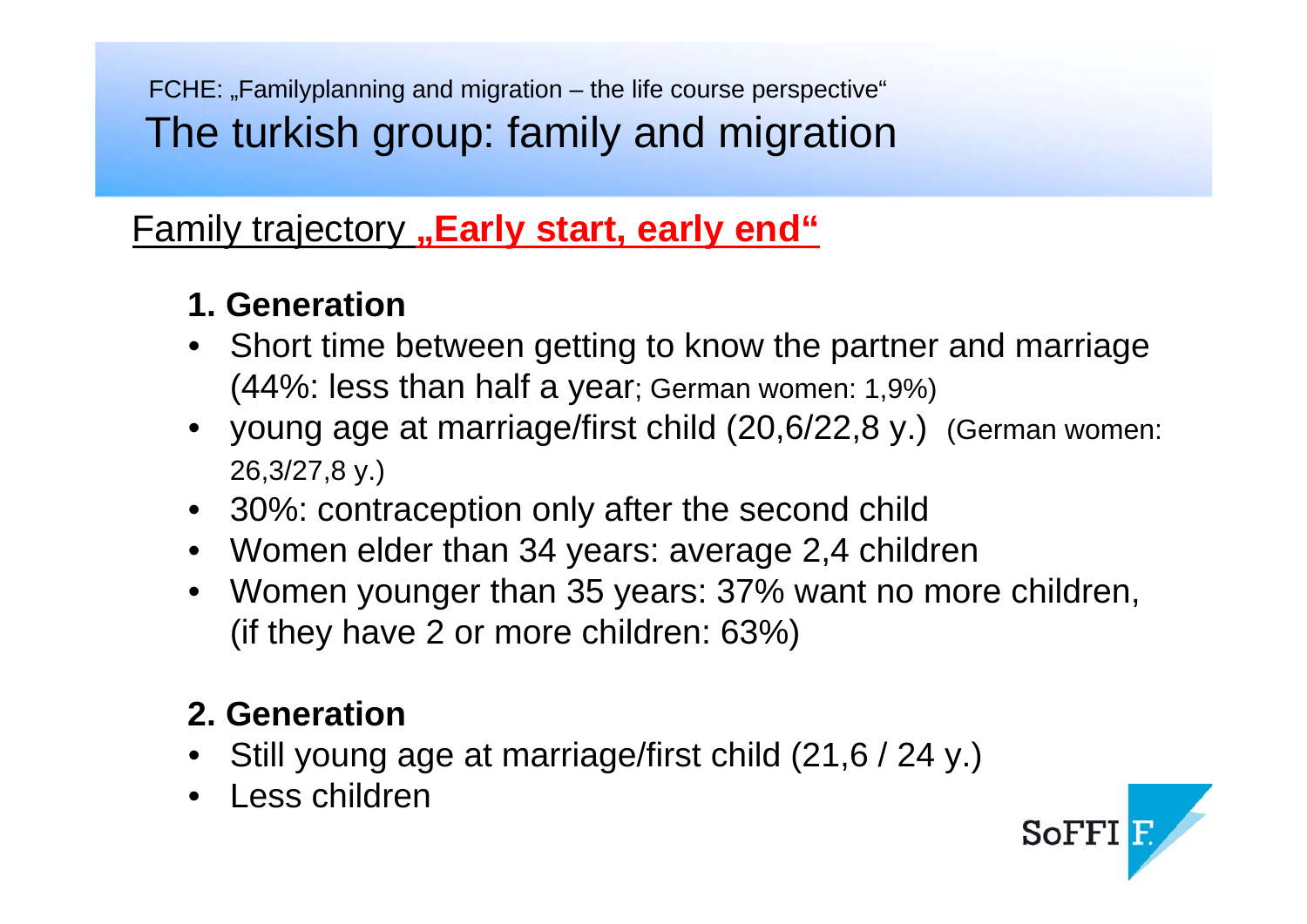FCHE: „Familyplanning and migration – the life course perspective“

# The turkish group: family and migration

## Family trajectory **„Early start, early end“**

### 1. Generation

- Short time between getting to know the partner and marriage (44%: less than half a year; German women: 1,9%)
- young age at marriage/first child (20,6/22,8 y.) (German women: 26,3/27,8 y.)
- 30%: contraception only after the second child
- Women elder than 34 years: average 2,4 children
- Women younger than 35 years: 37% want no more children, (if they have 2 or more children: 63%)

### 2. Generation

- Still young age at marriage/first child (21,6 / 24 y.)
- Less children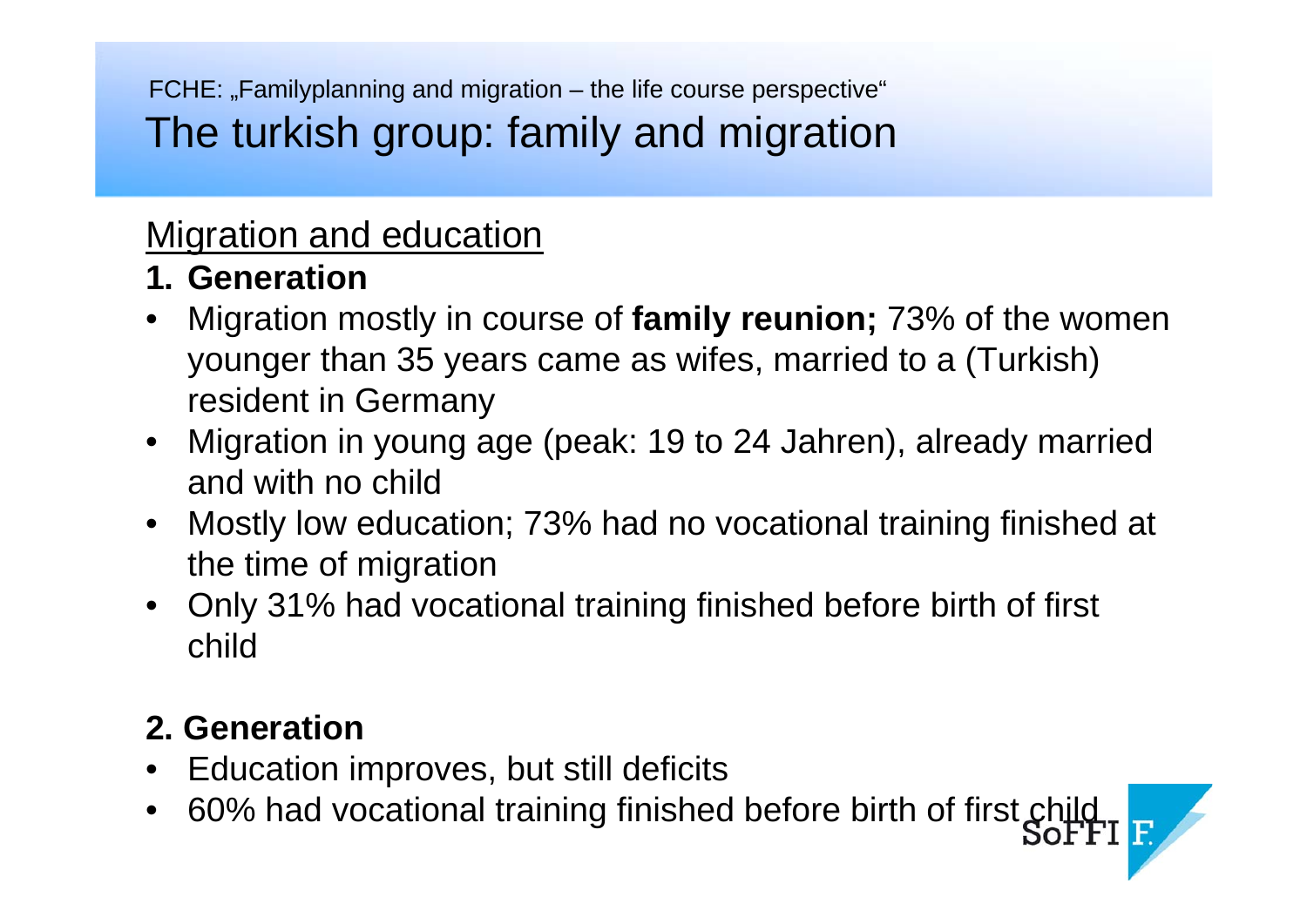FCHE: „Familyplanning and migration – the life course perspective“

# The turkish group: family and migration

## Migration and education

### 1. Generation

- Migration mostly in course of **family reunion;** 73% of the women younger than 35 years came as wifes, married to a (Turkish) resident in Germany
- Migration in young age (peak: 19 to 24 Jahren), already married and with no child
- Mostly low education; 73% had no vocational training finished at the time of migration
- Only 31% had vocational training finished before birth of first child

### 2. Generation

- Education improves, but still deficits
- 60% had vocational training finished before birth of first child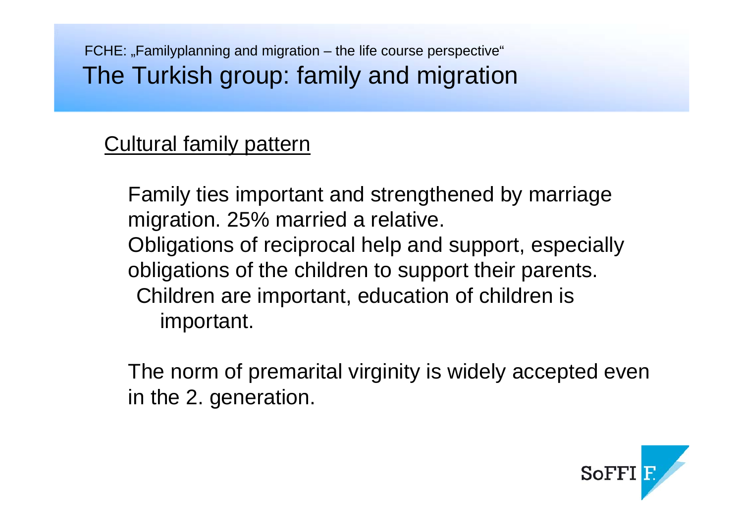FCHE: „Familyplanning and migration – the life course perspective"

# The Turkish group: family and migration

## Cultural family pattern

Family ties important and strengthened by marriage migration. 25% married a relative.
Obligations of reciprocal help and support, especially obligations of the children to support their parents.
Children are important, education of children is important.

The norm of premarital virginity is widely accepted even in the 2. generation.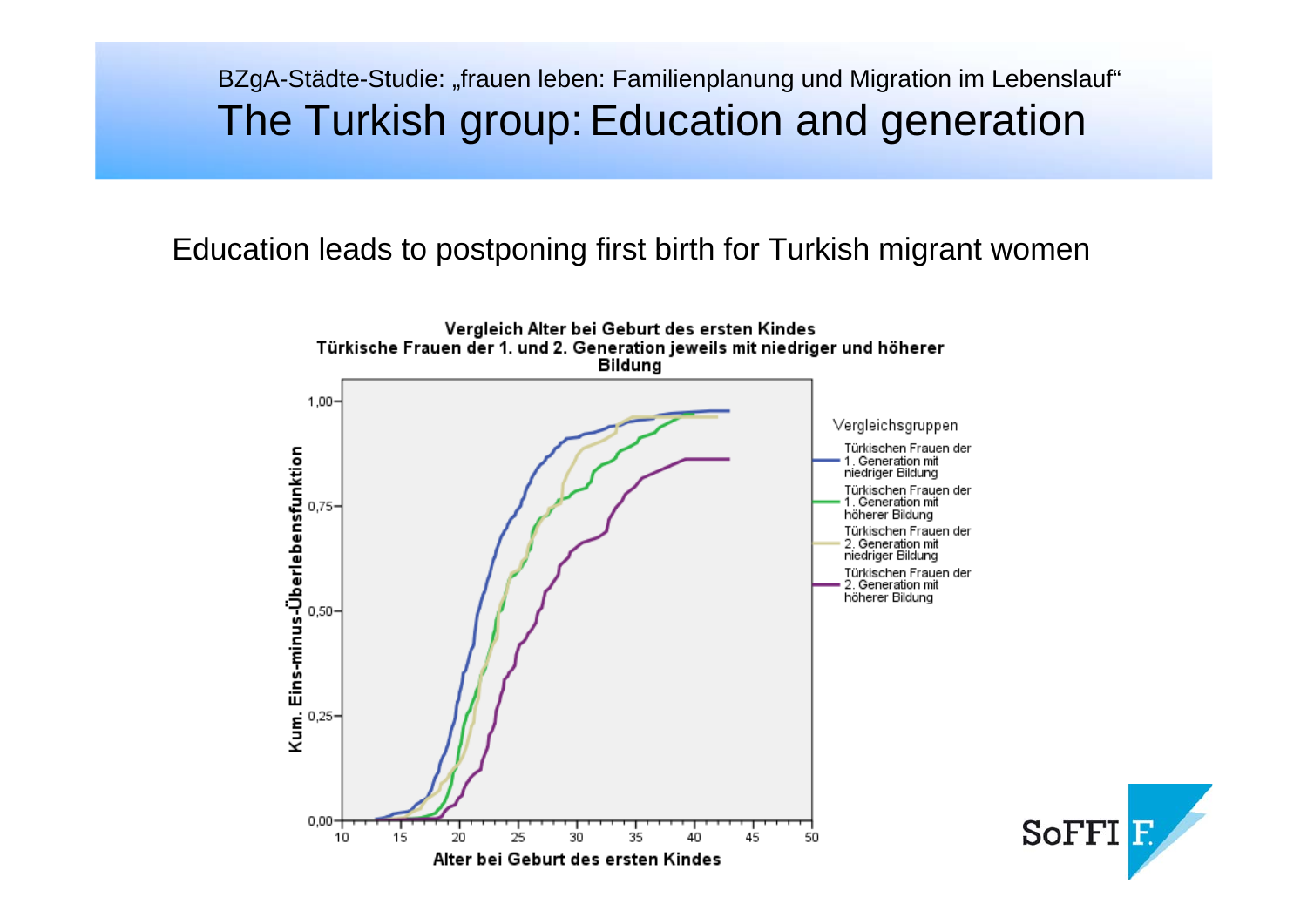BZgA-Städte-Studie: „frauen leben: Familienplanung und Migration im Lebenslauf“

# The Turkish group: Education and generation

Education leads to postponing first birth for Turkish migrant women

**Vergleich Alter bei Geburt des ersten Kindes**
**Türkische Frauen der 1. und 2. Generation jeweils mit niedriger und höherer Bildung**

Kum. Eins-minus-Überlebensfunktion

Alter bei Geburt des ersten Kindes

Vergleichsgruppen

- Türkischen Frauen der 1. Generation mit niedriger Bildung
- Türkischen Frauen der 1. Generation mit höherer Bildung
- Türkischen Frauen der 2. Generation mit niedriger Bildung
- Türkischen Frauen der 2. Generation mit höherer Bildung

SoFFI F.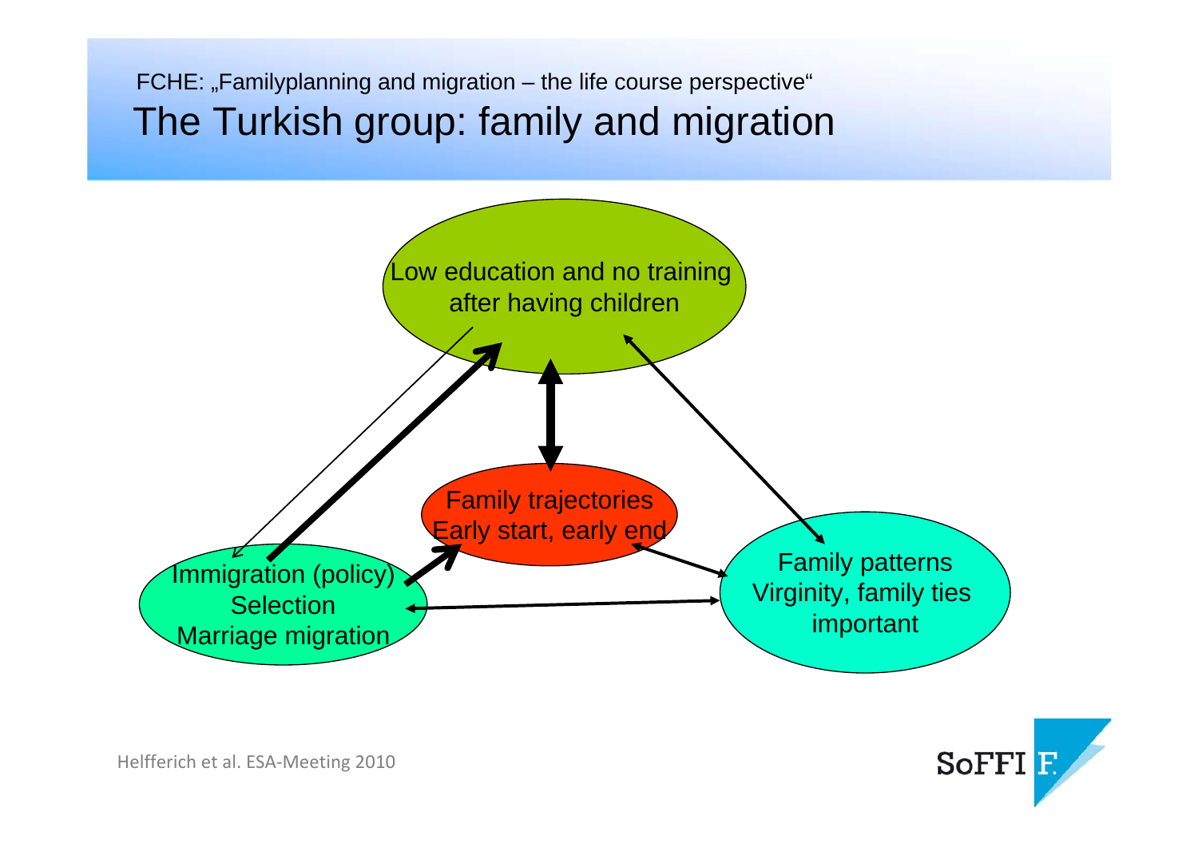FCHE: „Familyplanning and migration – the life course perspective“

# The Turkish group: family and migration

Low education and no training after having children

Family trajectories
Early start, early end

Immigration (policy)
Selection
Marriage migration

Family patterns
Virginity, family ties important

Helfferich et al. ESA-Meeting 2010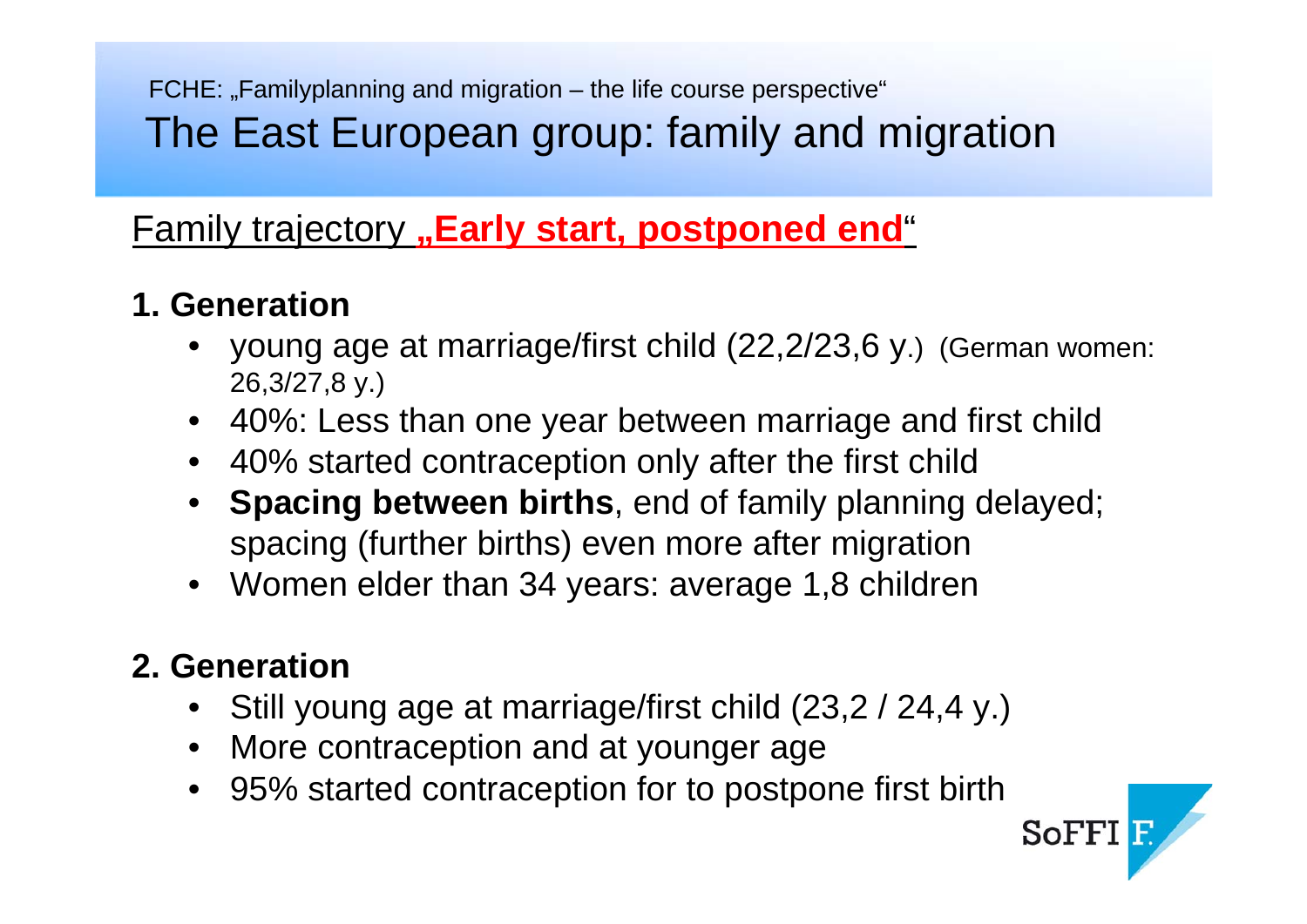FCHE: „Familyplanning and migration – the life course perspective"

# The East European group: family and migration

## Family trajectory „**Early start, postponed end**"

### 1. Generation

- young age at marriage/first child (22,2/23,6 y.) (German women: 26,3/27,8 y.)
- 40%: Less than one year between marriage and first child
- 40% started contraception only after the first child
- **Spacing between births**, end of family planning delayed; spacing (further births) even more after migration
- Women elder than 34 years: average 1,8 children

### 2. Generation

- Still young age at marriage/first child (23,2 / 24,4 y.)
- More contraception and at younger age
- 95% started contraception for to postpone first birth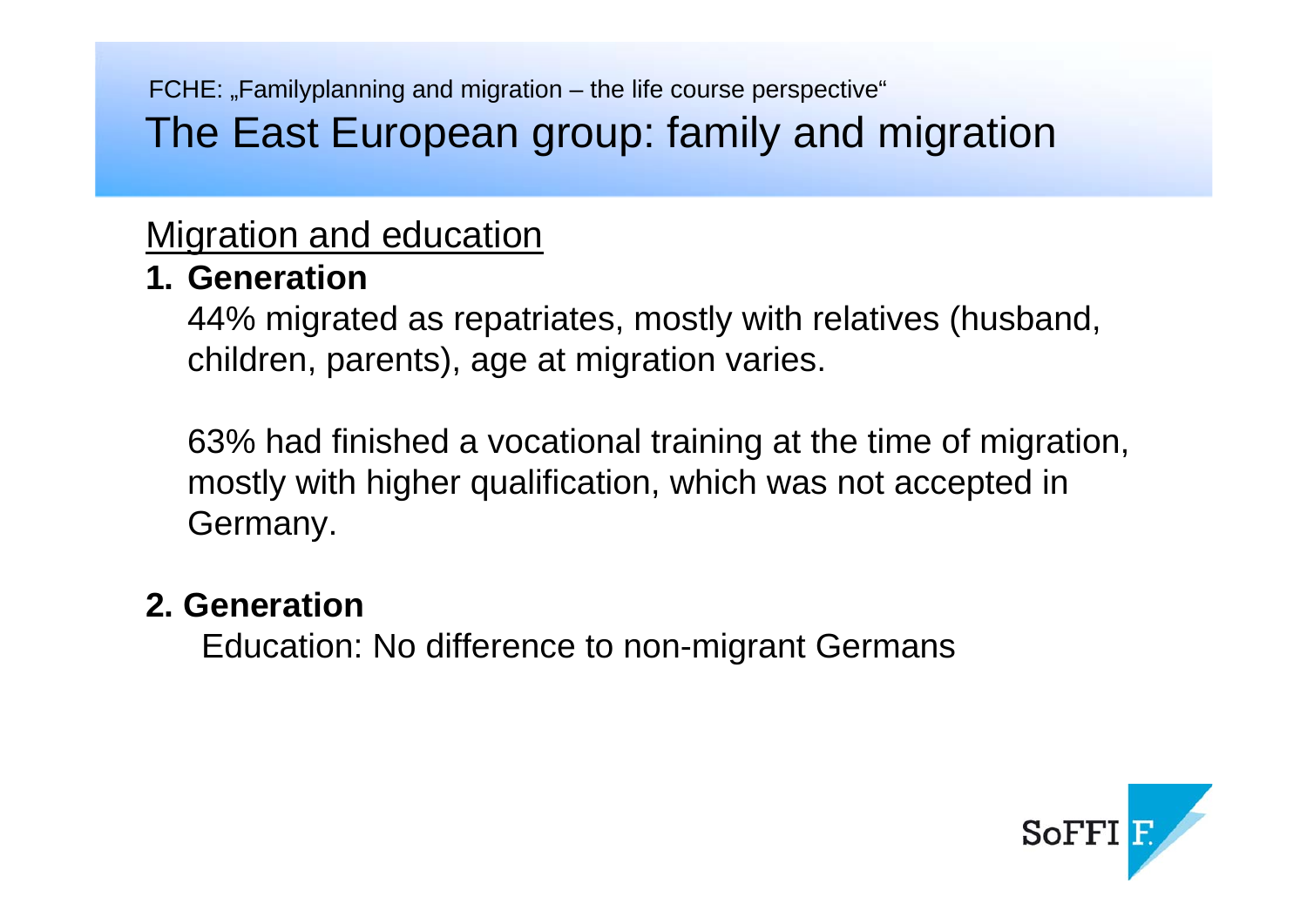FCHE: „Familyplanning and migration – the life course perspective“

# The East European group: family and migration

## Migration and education

**1. Generation**

44% migrated as repatriates, mostly with relatives (husband, children, parents), age at migration varies.

63% had finished a vocational training at the time of migration, mostly with higher qualification, which was not accepted in Germany.

**2. Generation**

Education: No difference to non-migrant Germans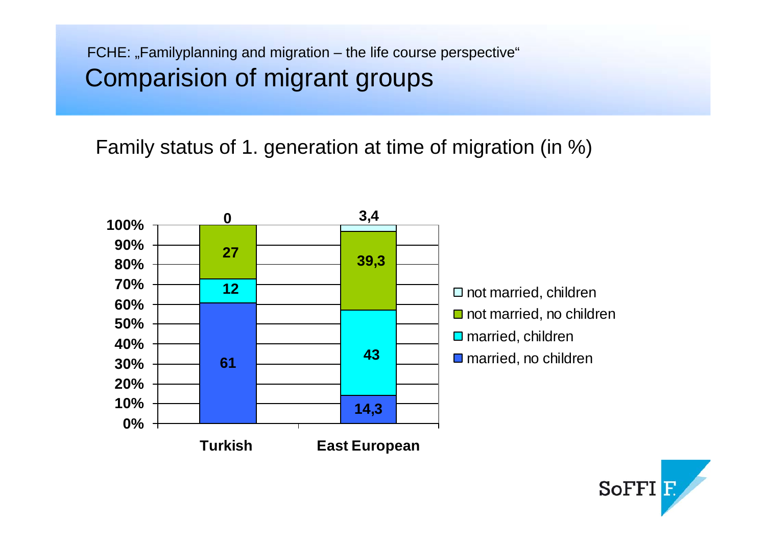FCHE: „Familyplanning and migration – the life course perspective“

# Comparision of migrant groups

Family status of 1. generation at time of migration (in %)

| | Turkish | East European |
|---|---|---|
| not married, children | 0 | 3,4 |
| not married, no children | 27 | 39,3 |
| married, children | 12 | 43 |
| married, no children | 61 | 14,3 |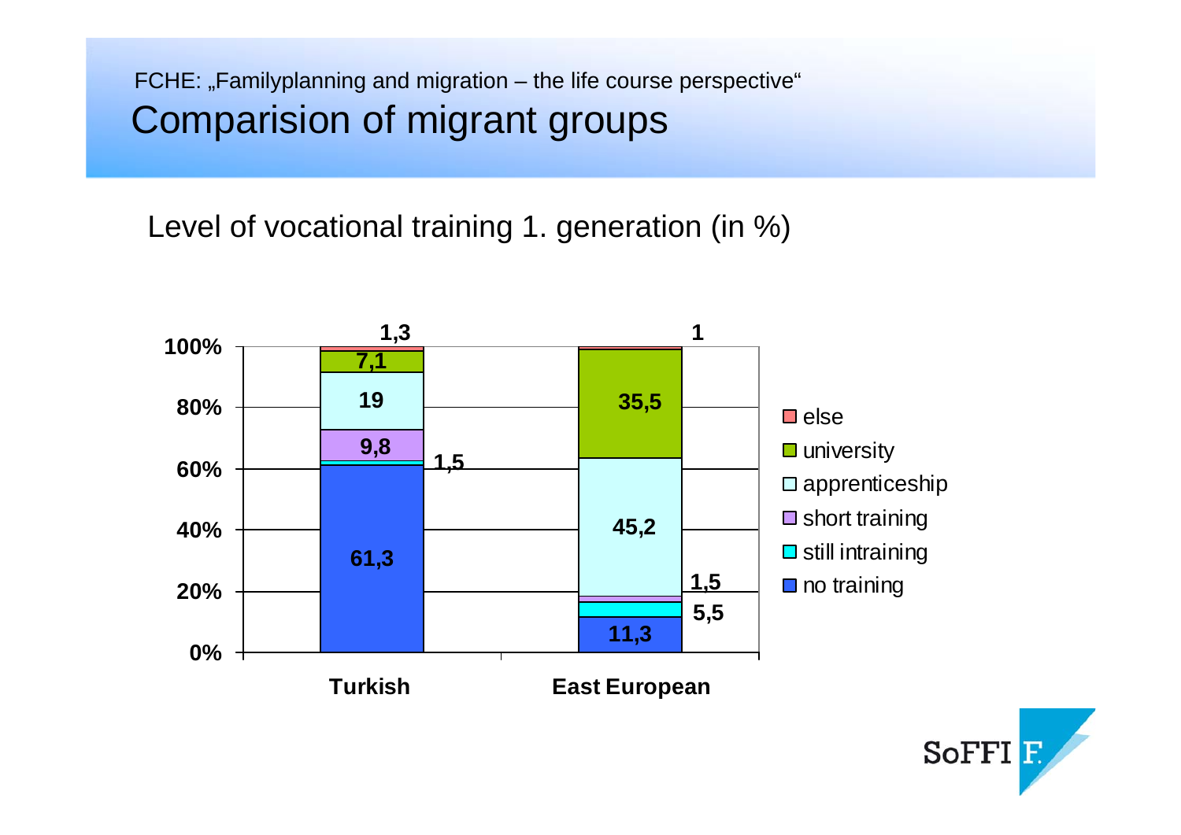FCHE: „Familyplanning and migration – the life course perspective"

# Comparision of migrant groups

Level of vocational training 1. generation (in %)

| | Turkish | East European |
|---|---|---|
| else | 1,3 | 1 |
| university | 7,1 | 35,5 |
| apprenticeship | 19 | 45,2 |
| short training | 9,8 | 1,5 |
| still intraining | 1,5 | 5,5 |
| no training | 61,3 | 11,3 |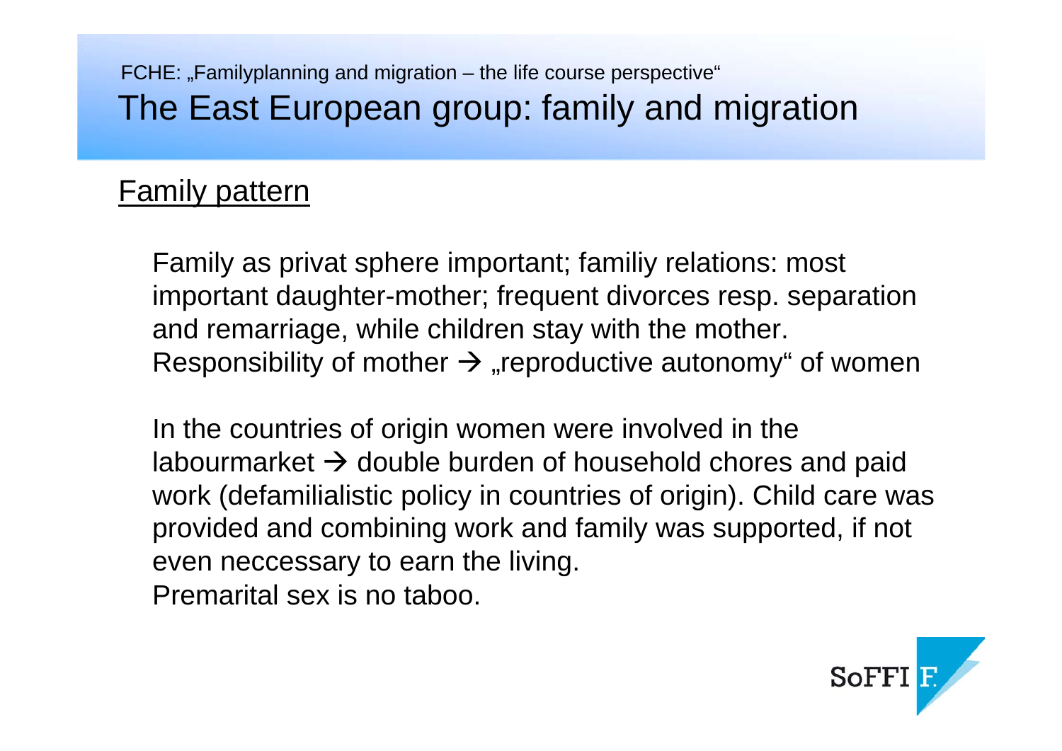FCHE: „Familyplanning and migration – the life course perspective"

# The East European group: family and migration

## Family pattern

Family as privat sphere important; familiy relations: most important daughter-mother; frequent divorces resp. separation and remarriage, while children stay with the mother. Responsibility of mother → „reproductive autonomy" of women

In the countries of origin women were involved in the labourmarket → double burden of household chores and paid work (defamilialistic policy in countries of origin). Child care was provided and combining work and family was supported, if not even neccessary to earn the living.
Premarital sex is no taboo.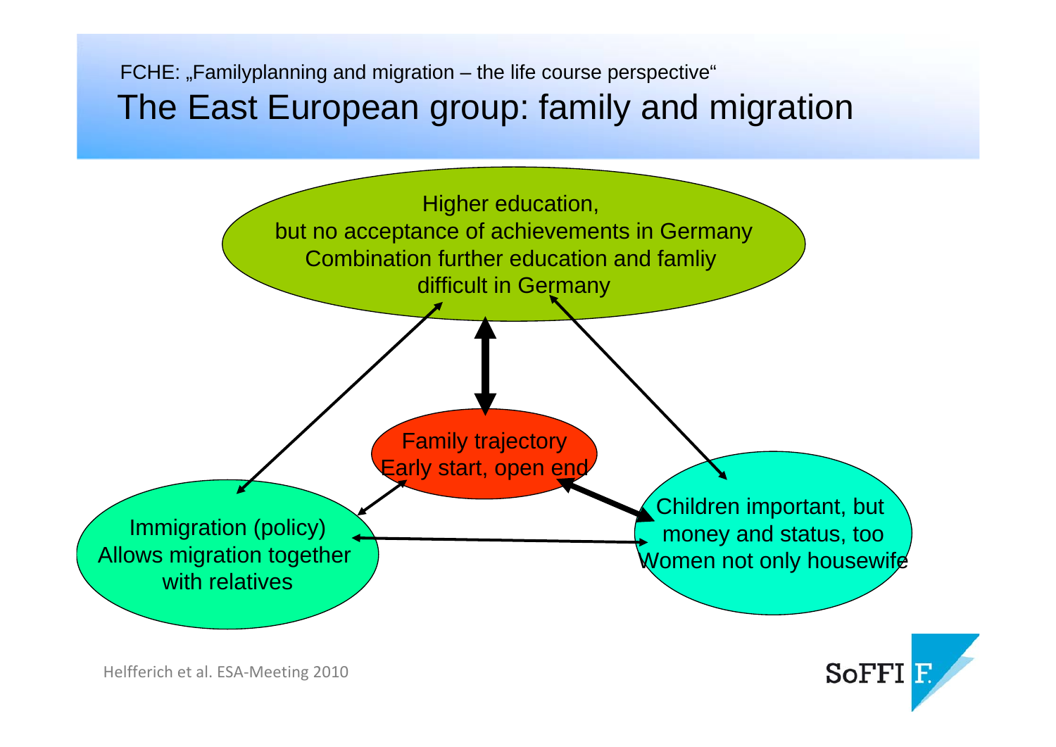FCHE: „Familyplanning and migration – the life course perspective"

# The East European group: family and migration

Higher education,
but no acceptance of achievements in Germany
Combination further education and famliy
difficult in Germany

Family trajectory
Early start, open end

Immigration (policy)
Allows migration together
with relatives

Children important, but
money and status, too
Women not only housewife

Helfferich et al. ESA-Meeting 2010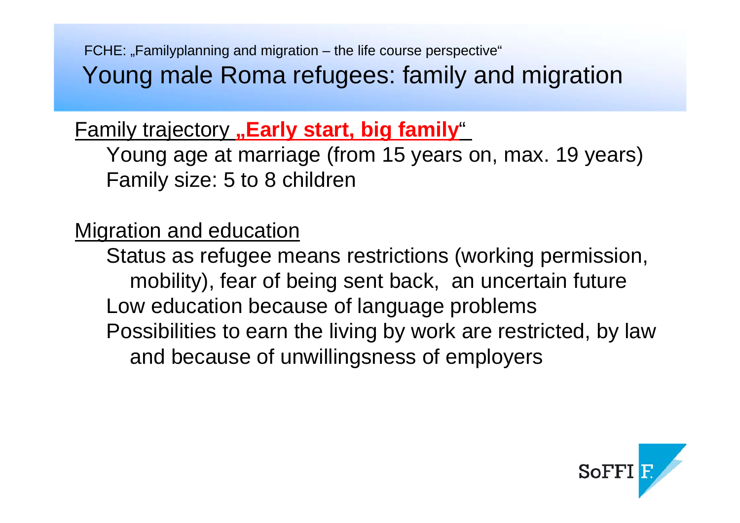FCHE: „Familyplanning and migration – the life course perspective"

# Young male Roma refugees: family and migration

Family trajectory **„Early start, big family"**

- Young age at marriage (from 15 years on, max. 19 years)
- Family size: 5 to 8 children

Migration and education

- Status as refugee means restrictions (working permission, mobility), fear of being sent back, an uncertain future
- Low education because of language problems
- Possibilities to earn the living by work are restricted, by law and because of unwillingness of employers

SoFFI F.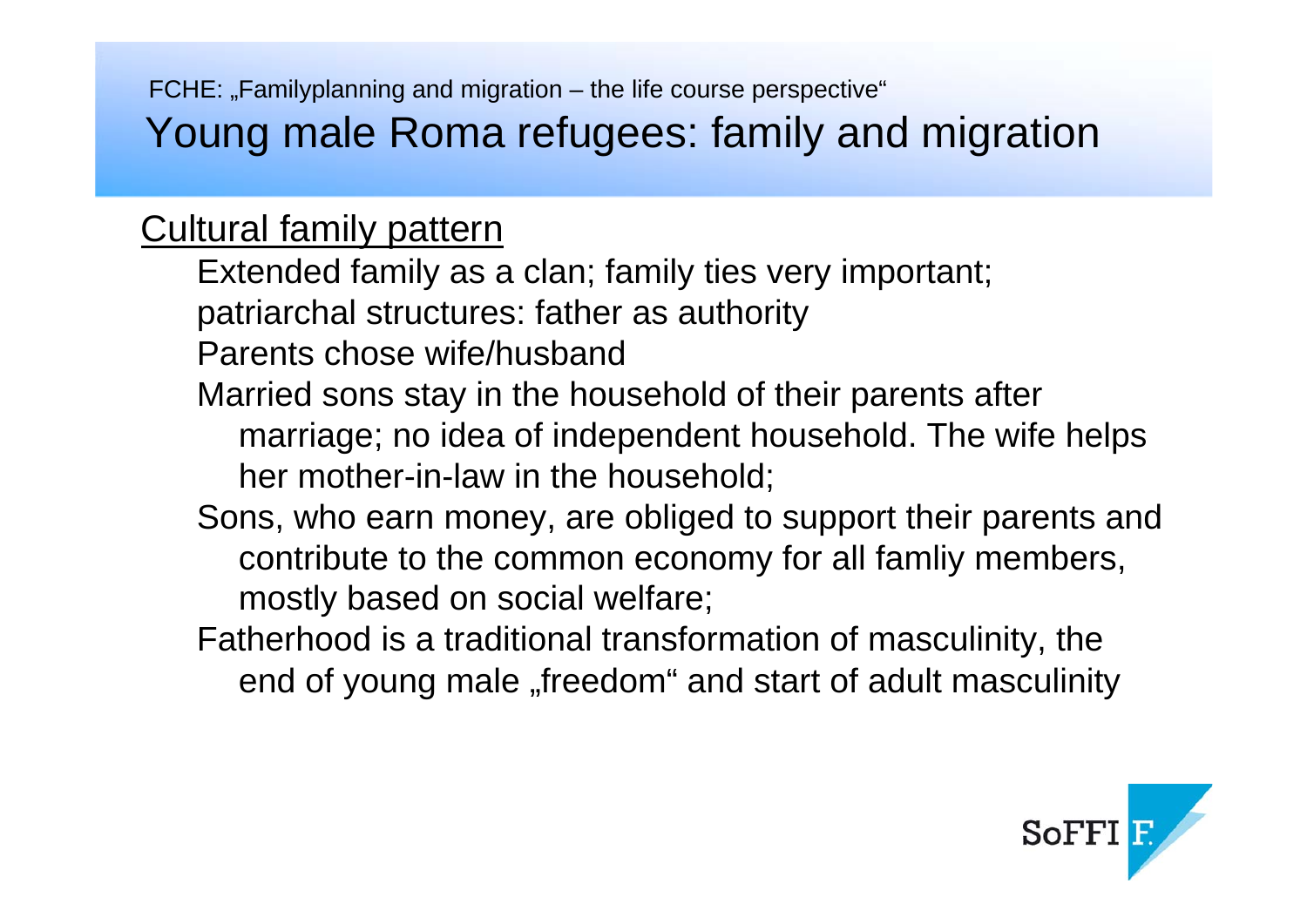FCHE: „Familyplanning and migration – the life course perspective“

# Young male Roma refugees: family and migration

## Cultural family pattern

Extended family as a clan; family ties very important; patriarchal structures: father as authority

Parents chose wife/husband

Married sons stay in the household of their parents after marriage; no idea of independent household. The wife helps her mother-in-law in the household;

Sons, who earn money, are obliged to support their parents and contribute to the common economy for all famliy members, mostly based on social welfare;

Fatherhood is a traditional transformation of masculinity, the end of young male „freedom“ and start of adult masculinity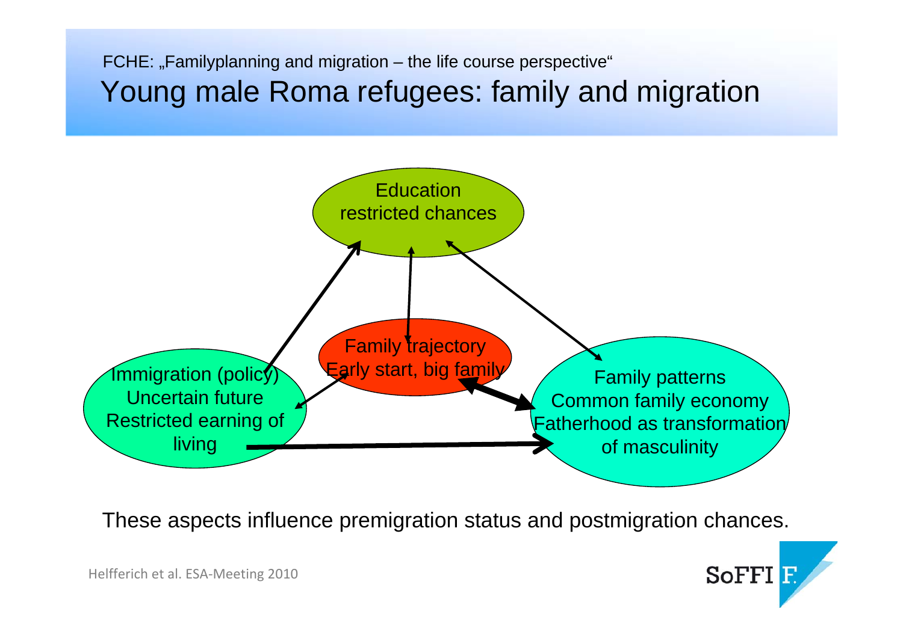FCHE: „Familyplanning and migration – the life course perspective“

# Young male Roma refugees: family and migration

Education
restricted chances

Family trajectory
Early start, big family

Immigration (policy)
Uncertain future
Restricted earning of living

Family patterns
Common family economy
Fatherhood as transformation of masculinity

These aspects influence premigration status and postmigration chances.

Helfferich et al. ESA-Meeting 2010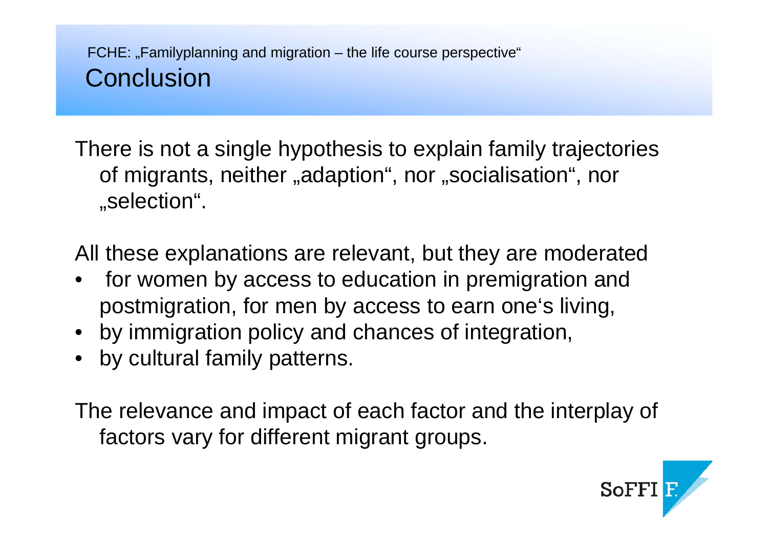FCHE: „Familyplanning and migration – the life course perspective"

# Conclusion

There is not a single hypothesis to explain family trajectories of migrants, neither „adaption", nor „socialisation", nor „selection".

All these explanations are relevant, but they are moderated

- for women by access to education in premigration and postmigration, for men by access to earn one's living,
- by immigration policy and chances of integration,
- by cultural family patterns.

The relevance and impact of each factor and the interplay of factors vary for different migrant groups.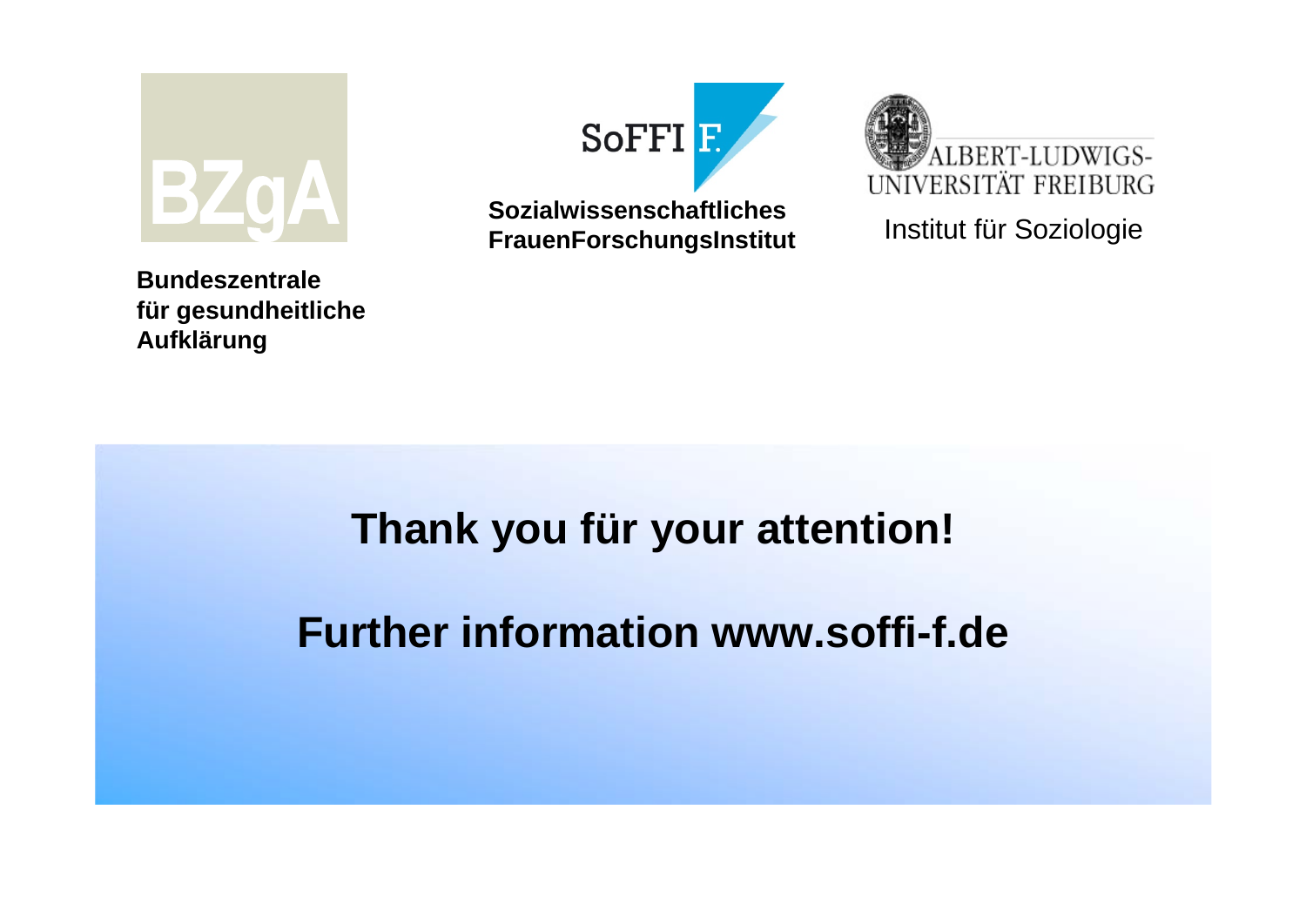BZgA

**Bundeszentrale für gesundheitliche Aufklärung**

SoFFI F.

**Sozialwissenschaftliches FrauenForschungsInstitut**

ALBERT-LUDWIGS-UNIVERSITÄT FREIBURG

Institut für Soziologie

## Thank you für your attention!

## Further information www.soffi-f.de